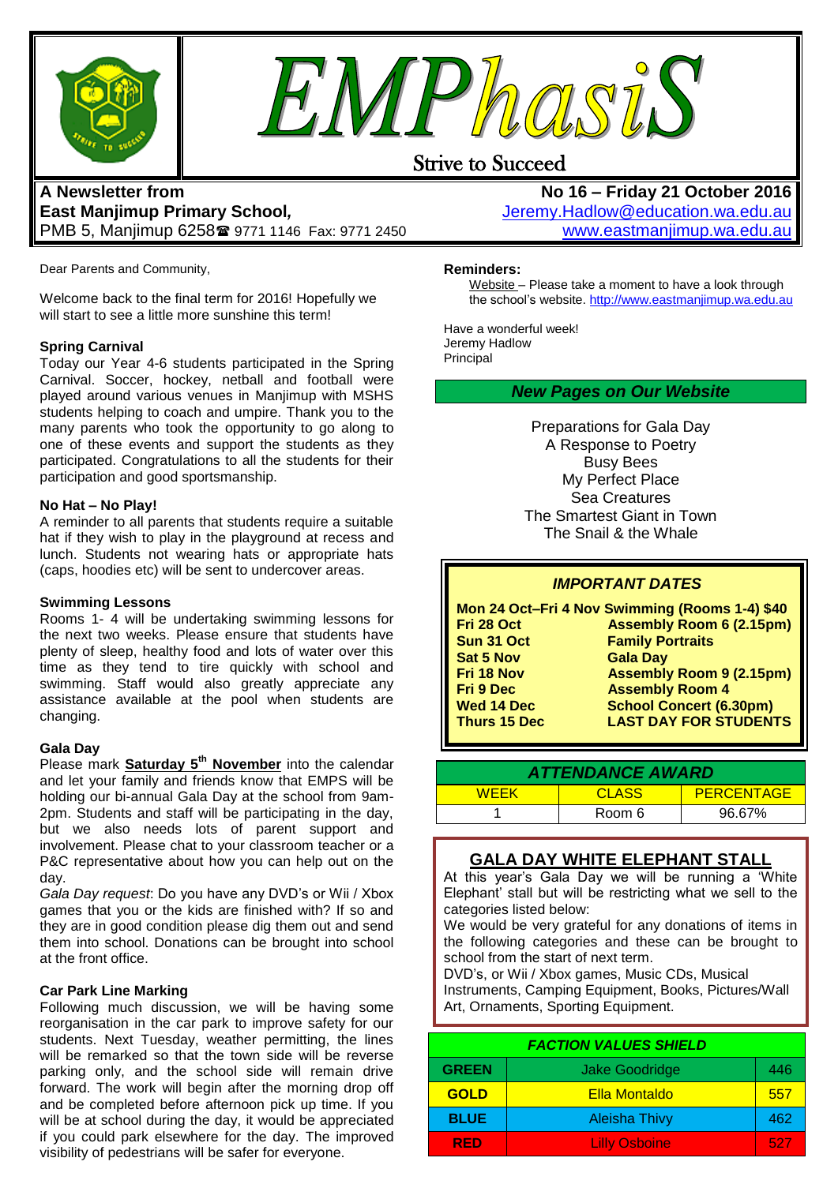# EMPhasiS

Strive to Succeed

**A Newsletter from**
**East Manjimup Primary School,**
PMB 5, Manjimup 6258 ☎ 9771 1146 Fax: 9771 2450

**No 16 – Friday 21 October 2016**
Jeremy.Hadlow@education.wa.edu.au
www.eastmanjimup.wa.edu.au

Dear Parents and Community,

Welcome back to the final term for 2016! Hopefully we will start to see a little more sunshine this term!

**Spring Carnival**
Today our Year 4-6 students participated in the Spring Carnival. Soccer, hockey, netball and football were played around various venues in Manjimup with MSHS students helping to coach and umpire. Thank you to the many parents who took the opportunity to go along to one of these events and support the students as they participated. Congratulations to all the students for their participation and good sportsmanship.

**No Hat – No Play!**
A reminder to all parents that students require a suitable hat if they wish to play in the playground at recess and lunch. Students not wearing hats or appropriate hats (caps, hoodies etc) will be sent to undercover areas.

**Swimming Lessons**
Rooms 1- 4 will be undertaking swimming lessons for the next two weeks. Please ensure that students have plenty of sleep, healthy food and lots of water over this time as they tend to tire quickly with school and swimming. Staff would also greatly appreciate any assistance available at the pool when students are changing.

**Gala Day**
Please mark **Saturday 5th November** into the calendar and let your family and friends know that EMPS will be holding our bi-annual Gala Day at the school from 9am-2pm. Students and staff will be participating in the day, but we also needs lots of parent support and involvement. Please chat to your classroom teacher or a P&C representative about how you can help out on the day.
*Gala Day request*: Do you have any DVD's or Wii / Xbox games that you or the kids are finished with? If so and they are in good condition please dig them out and send them into school. Donations can be brought into school at the front office.

**Car Park Line Marking**
Following much discussion, we will be having some reorganisation in the car park to improve safety for our students. Next Tuesday, weather permitting, the lines will be remarked so that the town side will be reverse parking only, and the school side will remain drive forward. The work will begin after the morning drop off and be completed before afternoon pick up time. If you will be at school during the day, it would be appreciated if you could park elsewhere for the day. The improved visibility of pedestrians will be safer for everyone.

**Reminders:**
Website – Please take a moment to have a look through the school's website. http://www.eastmanjimup.wa.edu.au

Have a wonderful week!
Jeremy Hadlow
Principal

## *New Pages on Our Website*

Preparations for Gala Day
A Response to Poetry
Busy Bees
My Perfect Place
Sea Creatures
The Smartest Giant in Town
The Snail & the Whale

## *IMPORTANT DATES*

| | |
|---|---|
| **Mon 24 Oct–Fri 4 Nov** | **Swimming (Rooms 1-4) $40** |
| **Fri 28 Oct** | **Assembly Room 6 (2.15pm)** |
| **Sun 31 Oct** | **Family Portraits** |
| **Sat 5 Nov** | **Gala Day** |
| **Fri 18 Nov** | **Assembly Room 9 (2.15pm)** |
| **Fri 9 Dec** | **Assembly Room 4** |
| **Wed 14 Dec** | **School Concert (6.30pm)** |
| **Thurs 15 Dec** | **LAST DAY FOR STUDENTS** |

| *ATTENDANCE AWARD* | | |
|---|---|---|
| WEEK | CLASS | PERCENTAGE |
| 1 | Room 6 | 96.67% |

## GALA DAY WHITE ELEPHANT STALL

At this year's Gala Day we will be running a 'White Elephant' stall but will be restricting what we sell to the categories listed below:
We would be very grateful for any donations of items in the following categories and these can be brought to school from the start of next term.
DVD's, or Wii / Xbox games, Music CDs, Musical Instruments, Camping Equipment, Books, Pictures/Wall Art, Ornaments, Sporting Equipment.

| *FACTION VALUES SHIELD* | | |
|---|---|---|
| **GREEN** | Jake Goodridge | 446 |
| **GOLD** | Ella Montaldo | 557 |
| **BLUE** | Aleisha Thivy | 462 |
| **RED** | Lilly Osboine | 527 |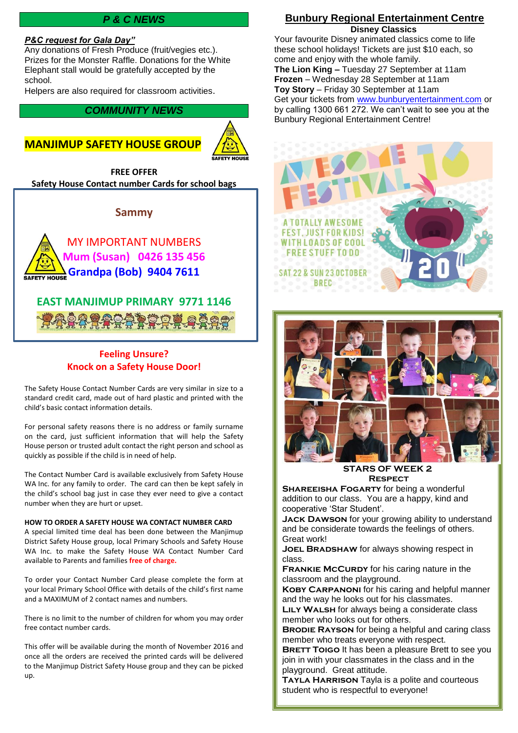## P & C NEWS

***P&C request for Gala Day"***

Any donations of Fresh Produce (fruit/vegies etc.). Prizes for the Monster Raffle. Donations for the White Elephant stall would be gratefully accepted by the school.

Helpers are also required for classroom activities.

## COMMUNITY NEWS

### MANJIMUP SAFETY HOUSE GROUP

SAFETY HOUSE

**FREE OFFER**

**Safety House Contact number Cards for school bags**

**Sammy**

MY IMPORTANT NUMBERS

**Mum (Susan) 0426 135 456**

**Grandpa (Bob) 9404 7611**

SAFETY HOUSE

**EAST MANJIMUP PRIMARY 9771 1146**

**Feeling Unsure?**

**Knock on a Safety House Door!**

The Safety House Contact Number Cards are very similar in size to a standard credit card, made out of hard plastic and printed with the child's basic contact information details.

For personal safety reasons there is no address or family surname on the card, just sufficient information that will help the Safety House person or trusted adult contact the right person and school as quickly as possible if the child is in need of help.

The Contact Number Card is available exclusively from Safety House WA Inc. for any family to order. The card can then be kept safely in the child's school bag just in case they ever need to give a contact number when they are hurt or upset.

**HOW TO ORDER A SAFETY HOUSE WA CONTACT NUMBER CARD**

A special limited time deal has been done between the Manjimup District Safety House group, local Primary Schools and Safety House WA Inc. to make the Safety House WA Contact Number Card available to Parents and families **free of charge.**

To order your Contact Number Card please complete the form at your local Primary School Office with details of the child's first name and a MAXIMUM of 2 contact names and numbers.

There is no limit to the number of children for whom you may order free contact number cards.

This offer will be available during the month of November 2016 and once all the orders are received the printed cards will be delivered to the Manjimup District Safety House group and they can be picked up.

## Bunbury Regional Entertainment Centre

**Disney Classics**

Your favourite Disney animated classics come to life these school holidays! Tickets are just $10 each, so come and enjoy with the whole family.

**The Lion King –** Tuesday 27 September at 11am

**Frozen** – Wednesday 28 September at 11am

**Toy Story** – Friday 30 September at 11am

Get your tickets from www.bunburyentertainment.com or by calling 1300 661 272. We can't wait to see you at the Bunbury Regional Entertainment Centre!

AWESOME FESTIVAL 16

A TOTALLY AWESOME FEST, JUST FOR KIDS! WITH LOADS OF COOL FREE STUFF TO DO

SAT 22 & SUN 23 OCTOBER

BREC

20

### STARS OF WEEK 2

**RESPECT**

**SHAREEISHA FOGARTY** for being a wonderful addition to our class. You are a happy, kind and cooperative 'Star Student'.

**JACK DAWSON** for your growing ability to understand and be considerate towards the feelings of others. Great work!

**JOEL BRADSHAW** for always showing respect in class.

**FRANKIE MCCURDY** for his caring nature in the classroom and the playground.

**KOBY CARPANONI** for his caring and helpful manner and the way he looks out for his classmates.

**LILY WALSH** for always being a considerate class member who looks out for others.

**BRODIE RAYSON** for being a helpful and caring class member who treats everyone with respect.

**BRETT TOIGO** It has been a pleasure Brett to see you join in with your classmates in the class and in the playground. Great attitude.

**TAYLA HARRISON** Tayla is a polite and courteous student who is respectful to everyone!